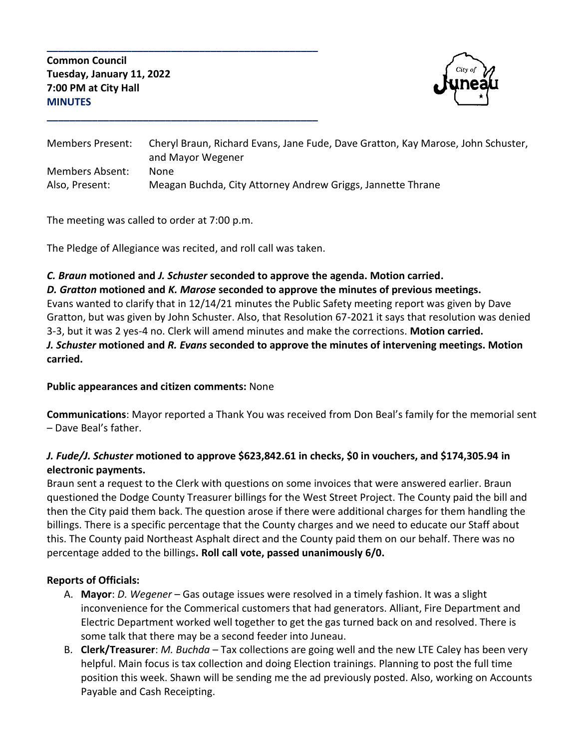**Common Council**
**Tuesday, January 11, 2022**
**7:00 PM at City Hall**
**MINUTES**

| | |
|---|---|
| Members Present: | Cheryl Braun, Richard Evans, Jane Fude, Dave Gratton, Kay Marose, John Schuster, and Mayor Wegener |
| Members Absent: | None |
| Also, Present: | Meagan Buchda, City Attorney Andrew Griggs, Jannette Thrane |

The meeting was called to order at 7:00 p.m.

The Pledge of Allegiance was recited, and roll call was taken.

***C. Braun*** **motioned and** ***J. Schuster*** **seconded to approve the agenda. Motion carried.**
***D. Gratton*** **motioned and** ***K. Marose*** **seconded to approve the minutes of previous meetings.**
Evans wanted to clarify that in 12/14/21 minutes the Public Safety meeting report was given by Dave Gratton, but was given by John Schuster. Also, that Resolution 67-2021 it says that resolution was denied 3-3, but it was 2 yes-4 no. Clerk will amend minutes and make the corrections. **Motion carried.**
***J. Schuster*** **motioned and** ***R. Evans*** **seconded to approve the minutes of intervening meetings. Motion carried.**

**Public appearances and citizen comments:** None

**Communications**: Mayor reported a Thank You was received from Don Beal's family for the memorial sent – Dave Beal's father.

***J. Fude/J. Schuster*** **motioned to approve $623,842.61 in checks, $0 in vouchers, and $174,305.94 in electronic payments.**
Braun sent a request to the Clerk with questions on some invoices that were answered earlier. Braun questioned the Dodge County Treasurer billings for the West Street Project. The County paid the bill and then the City paid them back. The question arose if there were additional charges for them handling the billings. There is a specific percentage that the County charges and we need to educate our Staff about this. The County paid Northeast Asphalt direct and the County paid them on our behalf. There was no percentage added to the billings**. Roll call vote, passed unanimously 6/0.**

**Reports of Officials:**

A. **Mayor**: *D. Wegener* – Gas outage issues were resolved in a timely fashion. It was a slight inconvenience for the Commerical customers that had generators. Alliant, Fire Department and Electric Department worked well together to get the gas turned back on and resolved. There is some talk that there may be a second feeder into Juneau.
B. **Clerk/Treasurer**: *M. Buchda* – Tax collections are going well and the new LTE Caley has been very helpful. Main focus is tax collection and doing Election trainings. Planning to post the full time position this week. Shawn will be sending me the ad previously posted. Also, working on Accounts Payable and Cash Receipting.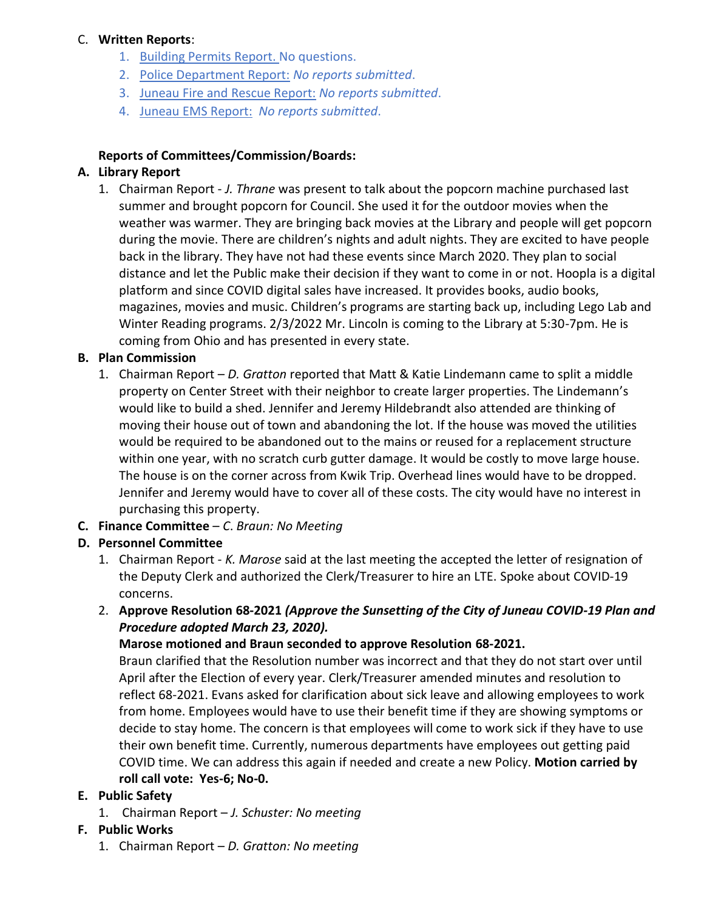C. **Written Reports**:

1. Building Permits Report. No questions.
2. Police Department Report: *No reports submitted*.
3. Juneau Fire and Rescue Report: *No reports submitted*.
4. Juneau EMS Report: *No reports submitted*.

**Reports of Committees/Commission/Boards:**

**A. Library Report**

1. Chairman Report - *J. Thrane* was present to talk about the popcorn machine purchased last summer and brought popcorn for Council. She used it for the outdoor movies when the weather was warmer. They are bringing back movies at the Library and people will get popcorn during the movie. There are children's nights and adult nights. They are excited to have people back in the library. They have not had these events since March 2020. They plan to social distance and let the Public make their decision if they want to come in or not. Hoopla is a digital platform and since COVID digital sales have increased. It provides books, audio books, magazines, movies and music. Children's programs are starting back up, including Lego Lab and Winter Reading programs. 2/3/2022 Mr. Lincoln is coming to the Library at 5:30-7pm. He is coming from Ohio and has presented in every state.

**B. Plan Commission**

1. Chairman Report – *D. Gratton* reported that Matt & Katie Lindemann came to split a middle property on Center Street with their neighbor to create larger properties. The Lindemann's would like to build a shed. Jennifer and Jeremy Hildebrandt also attended are thinking of moving their house out of town and abandoning the lot. If the house was moved the utilities would be required to be abandoned out to the mains or reused for a replacement structure within one year, with no scratch curb gutter damage. It would be costly to move large house. The house is on the corner across from Kwik Trip. Overhead lines would have to be dropped. Jennifer and Jeremy would have to cover all of these costs. The city would have no interest in purchasing this property.

**C. Finance Committee** – *C. Braun: No Meeting*

**D. Personnel Committee**

1. Chairman Report - *K. Marose* said at the last meeting the accepted the letter of resignation of the Deputy Clerk and authorized the Clerk/Treasurer to hire an LTE. Spoke about COVID-19 concerns.
2. **Approve Resolution 68-2021** ***(Approve the Sunsetting of the City of Juneau COVID-19 Plan and Procedure adopted March 23, 2020).***
   **Marose motioned and Braun seconded to approve Resolution 68-2021.**
   Braun clarified that the Resolution number was incorrect and that they do not start over until April after the Election of every year. Clerk/Treasurer amended minutes and resolution to reflect 68-2021. Evans asked for clarification about sick leave and allowing employees to work from home. Employees would have to use their benefit time if they are showing symptoms or decide to stay home. The concern is that employees will come to work sick if they have to use their own benefit time. Currently, numerous departments have employees out getting paid COVID time. We can address this again if needed and create a new Policy. **Motion carried by roll call vote: Yes-6; No-0.**

**E. Public Safety**

1. Chairman Report – *J. Schuster: No meeting*

**F. Public Works**

1. Chairman Report – *D. Gratton: No meeting*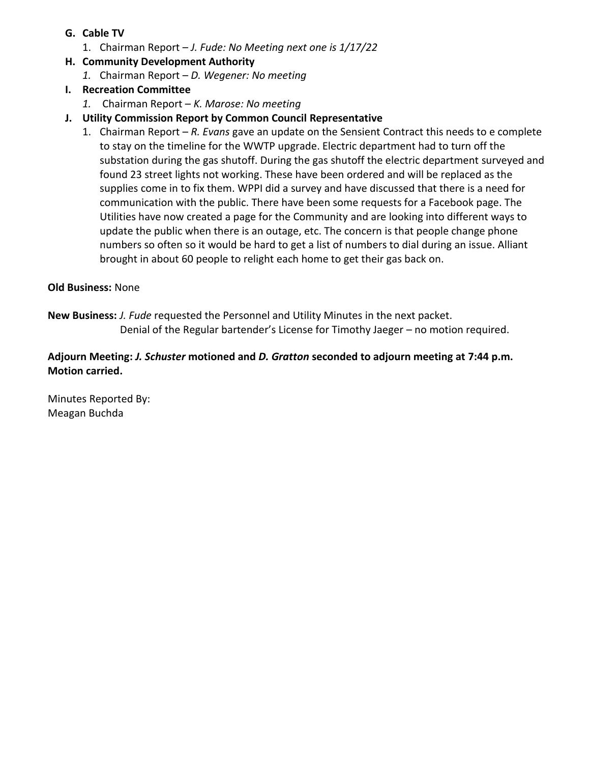**G. Cable TV**

1. Chairman Report – *J. Fude: No Meeting next one is 1/17/22*

**H. Community Development Authority**

1. Chairman Report – *D. Wegener: No meeting*

**I. Recreation Committee**

1. Chairman Report – *K. Marose: No meeting*

**J. Utility Commission Report by Common Council Representative**

1. Chairman Report – *R. Evans* gave an update on the Sensient Contract this needs to e complete to stay on the timeline for the WWTP upgrade. Electric department had to turn off the substation during the gas shutoff. During the gas shutoff the electric department surveyed and found 23 street lights not working. These have been ordered and will be replaced as the supplies come in to fix them. WPPI did a survey and have discussed that there is a need for communication with the public. There have been some requests for a Facebook page. The Utilities have now created a page for the Community and are looking into different ways to update the public when there is an outage, etc. The concern is that people change phone numbers so often so it would be hard to get a list of numbers to dial during an issue. Alliant brought in about 60 people to relight each home to get their gas back on.

**Old Business:** None

**New Business:** *J. Fude* requested the Personnel and Utility Minutes in the next packet.
Denial of the Regular bartender's License for Timothy Jaeger – no motion required.

**Adjourn Meeting: *J. Schuster* motioned and *D. Gratton* seconded to adjourn meeting at 7:44 p.m. Motion carried.**

Minutes Reported By:
Meagan Buchda